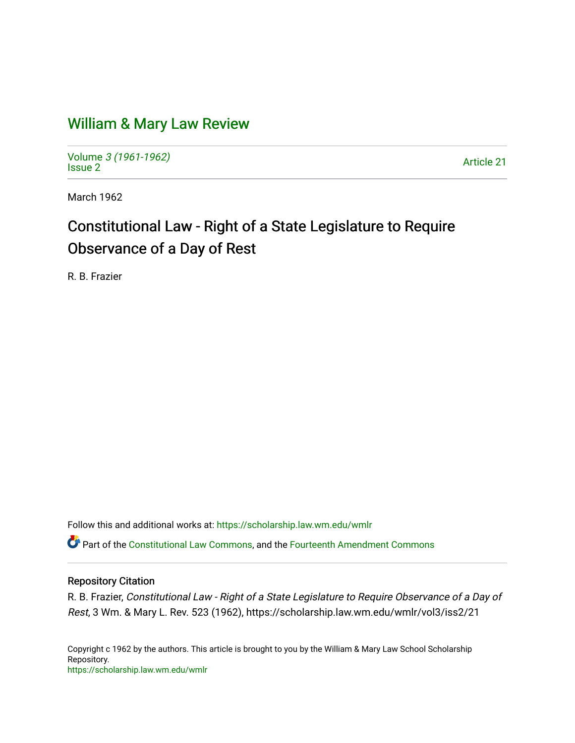# William & Mary Law Review

Volume 3 (1961-1962)
Issue 2

Article 21

March 1962

## Constitutional Law - Right of a State Legislature to Require Observance of a Day of Rest

R. B. Frazier

Follow this and additional works at: https://scholarship.law.wm.edu/wmlr

Part of the Constitutional Law Commons, and the Fourteenth Amendment Commons

### Repository Citation

R. B. Frazier, *Constitutional Law - Right of a State Legislature to Require Observance of a Day of Rest*, 3 Wm. & Mary L. Rev. 523 (1962), https://scholarship.law.wm.edu/wmlr/vol3/iss2/21

Copyright c 1962 by the authors. This article is brought to you by the William & Mary Law School Scholarship Repository.
https://scholarship.law.wm.edu/wmlr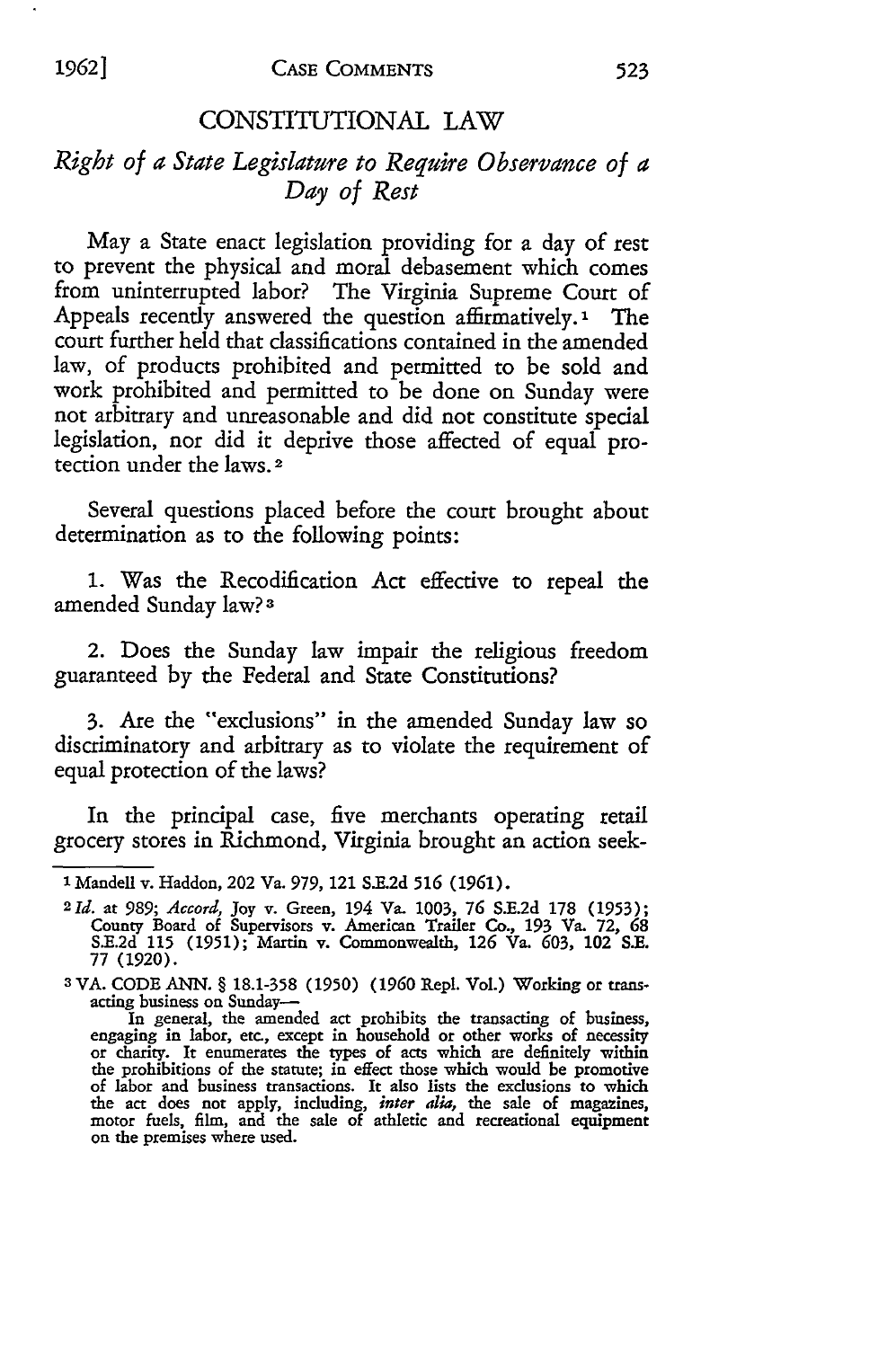# CONSTITUTIONAL LAW

## *Right of a State Legislature to Require Observance of a Day of Rest*

May a State enact legislation providing for a day of rest to prevent the physical and moral debasement which comes from uninterrupted labor? The Virginia Supreme Court of Appeals recently answered the question affirmatively.[1] The court further held that classifications contained in the amended law, of products prohibited and permitted to be sold and work prohibited and permitted to be done on Sunday were not arbitrary and unreasonable and did not constitute special legislation, nor did it deprive those affected of equal protection under the laws.[2]

Several questions placed before the court brought about determination as to the following points:

1. Was the Recodification Act effective to repeal the amended Sunday law?[3]

2. Does the Sunday law impair the religious freedom guaranteed by the Federal and State Constitutions?

3. Are the "exclusions" in the amended Sunday law so discriminatory and arbitrary as to violate the requirement of equal protection of the laws?

In the principal case, five merchants operating retail grocery stores in Richmond, Virginia brought an action seek-

---

[1] Mandell v. Haddon, 202 Va. 979, 121 S.E.2d 516 (1961).

[2] *Id.* at 989; *Accord,* Joy v. Green, 194 Va. 1003, 76 S.E.2d 178 (1953); County Board of Supervisors v. American Trailer Co., 193 Va. 72, 68 S.E.2d 115 (1951); Martin v. Commonwealth, 126 Va. 603, 102 S.E. 77 (1920).

[3] VA. CODE ANN. § 18.1-358 (1950) (1960 Repl. Vol.) Working or transacting business on Sunday—

In general, the amended act prohibits the transacting of business, engaging in labor, etc., except in household or other works of necessity or charity. It enumerates the types of acts which are definitely within the prohibitions of the statute; in effect those which would be promotive of labor and business transactions. It also lists the exclusions to which the act does not apply, including, *inter alia,* the sale of magazines, motor fuels, film, and the sale of athletic and recreational equipment on the premises where used.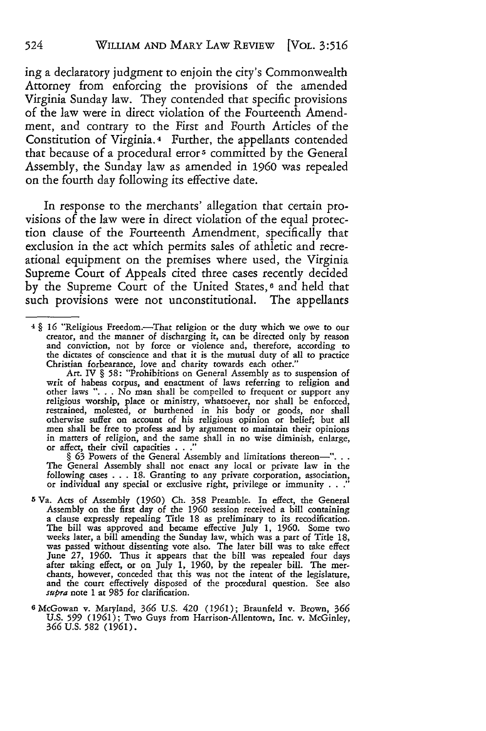ing a declaratory judgment to enjoin the city's Commonwealth Attorney from enforcing the provisions of the amended Virginia Sunday law. They contended that specific provisions of the law were in direct violation of the Fourteenth Amendment, and contrary to the First and Fourth Articles of the Constitution of Virginia.[4] Further, the appellants contended that because of a procedural error[5] committed by the General Assembly, the Sunday law as amended in 1960 was repealed on the fourth day following its effective date.

In response to the merchants' allegation that certain provisions of the law were in direct violation of the equal protection clause of the Fourteenth Amendment, specifically that exclusion in the act which permits sales of athletic and recreational equipment on the premises where used, the Virginia Supreme Court of Appeals cited three cases recently decided by the Supreme Court of the United States,[6] and held that such provisions were not unconstitutional. The appellants

---

[4] § 16 "Religious Freedom.—That religion or the duty which we owe to our creator, and the manner of discharging it, can be directed only by reason and conviction, not by force or violence and, therefore, according to the dictates of conscience and that it is the mutual duty of all to practice Christian forbearance, love and charity towards each other."

Art. IV § 58: "Prohibitions on General Assembly as to suspension of writ of habeas corpus, and enactment of laws referring to religion and other laws ". . . No man shall be compelled to frequent or support any religious worship, place or ministry, whatsoever, nor shall be enforced, restrained, molested, or burthened in his body or goods, nor shall otherwise suffer on account of his religious opinion or belief; but all men shall be free to profess and by argument to maintain their opinions in matters of religion, and the same shall in no wise diminish, enlarge, or affect, their civil capacities . . ."

§ 63 Powers of the General Assembly and limitations thereon—". . . The General Assembly shall not enact any local or private law in the following cases . . . 18. Granting to any private corporation, association, or individual any special or exclusive right, privilege or immunity . . ."

[5] Va. Acts of Assembly (1960) Ch. 358 Preamble. In effect, the General Assembly on the first day of the 1960 session received a bill containing a clause expressly repealing Title 18 as preliminary to its recodification. The bill was approved and became effective July 1, 1960. Some two weeks later, a bill amending the Sunday law, which was a part of Title 18, was passed without dissenting vote also. The later bill was to take effect June 27, 1960. Thus it appears that the bill was repealed four days after taking effect, or on July 1, 1960, by the repealer bill. The merchants, however, conceded that this was not the intent of the legislature, and the court effectively disposed of the procedural question. See also *supra* note 1 at 985 for clarification.

[6] McGowan v. Maryland, 366 U.S. 420 (1961); Braunfeld v. Brown, 366 U.S. 599 (1961); Two Guys from Harrison-Allentown, Inc. v. McGinley, 366 U.S. 582 (1961).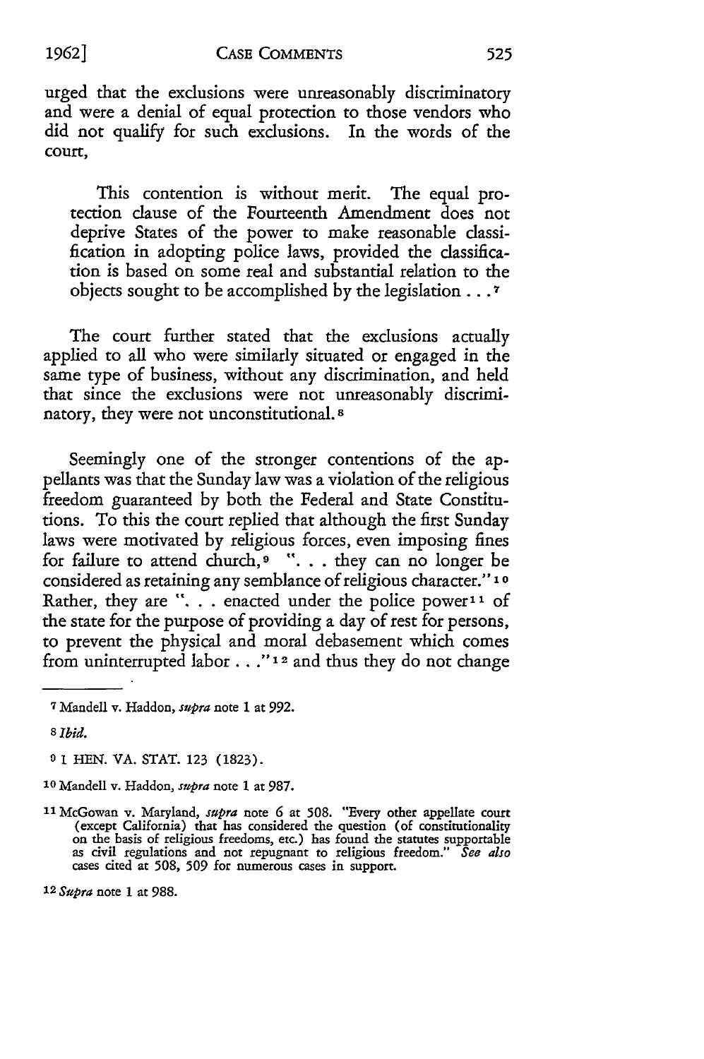urged that the exclusions were unreasonably discriminatory and were a denial of equal protection to those vendors who did not qualify for such exclusions. In the words of the court,

> This contention is without merit. The equal protection clause of the Fourteenth Amendment does not deprive States of the power to make reasonable classification in adopting police laws, provided the classification is based on some real and substantial relation to the objects sought to be accomplished by the legislation . . .[7]

The court further stated that the exclusions actually applied to all who were similarly situated or engaged in the same type of business, without any discrimination, and held that since the exclusions were not unreasonably discriminatory, they were not unconstitutional.[8]

Seemingly one of the stronger contentions of the appellants was that the Sunday law was a violation of the religious freedom guaranteed by both the Federal and State Constitutions. To this the court replied that although the first Sunday laws were motivated by religious forces, even imposing fines for failure to attend church,[9] ". . . they can no longer be considered as retaining any semblance of religious character."[10] Rather, they are ". . . enacted under the police power[11] of the state for the purpose of providing a day of rest for persons, to prevent the physical and moral debasement which comes from uninterrupted labor . . ."[12] and thus they do not change

---

[7] Mandell v. Haddon, *supra* note 1 at 992.

[8] *Ibid.*

[9] 1 HEN. VA. STAT. 123 (1823).

[10] Mandell v. Haddon, *supra* note 1 at 987.

[11] McGowan v. Maryland, *supra* note 6 at 508. "Every other appellate court (except California) that has considered the question (of constitutionality on the basis of religious freedoms, etc.) has found the statutes supportable as civil regulations and not repugnant to religious freedom." *See also* cases cited at 508, 509 for numerous cases in support.

[12] *Supra* note 1 at 988.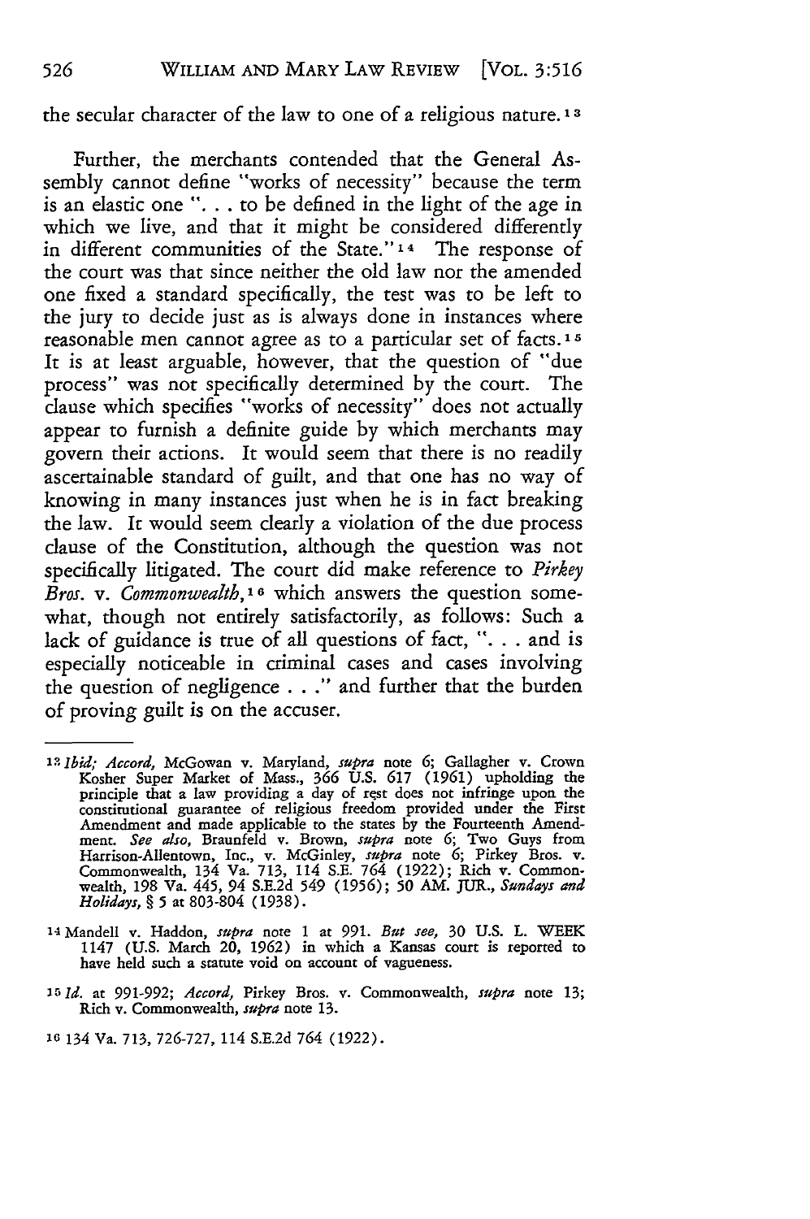the secular character of the law to one of a religious nature.[13]

Further, the merchants contended that the General Assembly cannot define "works of necessity" because the term is an elastic one ". . . to be defined in the light of the age in which we live, and that it might be considered differently in different communities of the State."[14] The response of the court was that since neither the old law nor the amended one fixed a standard specifically, the test was to be left to the jury to decide just as is always done in instances where reasonable men cannot agree as to a particular set of facts.[15] It is at least arguable, however, that the question of "due process" was not specifically determined by the court. The clause which specifies "works of necessity" does not actually appear to furnish a definite guide by which merchants may govern their actions. It would seem that there is no readily ascertainable standard of guilt, and that one has no way of knowing in many instances just when he is in fact breaking the law. It would seem clearly a violation of the due process clause of the Constitution, although the question was not specifically litigated. The court did make reference to *Pirkey Bros.* v. *Commonwealth*,[16] which answers the question somewhat, though not entirely satisfactorily, as follows: Such a lack of guidance is true of all questions of fact, ". . . and is especially noticeable in criminal cases and cases involving the question of negligence . . ." and further that the burden of proving guilt is on the accuser.

---

[13] *Ibid; Accord,* McGowan v. Maryland, *supra* note 6; Gallagher v. Crown Kosher Super Market of Mass., 366 U.S. 617 (1961) upholding the principle that a law providing a day of rest does not infringe upon the constitutional guarantee of religious freedom provided under the First Amendment and made applicable to the states by the Fourteenth Amendment. *See also,* Braunfeld v. Brown, *supra* note 6; Two Guys from Harrison-Allentown, Inc., v. McGinley, *supra* note 6; Pirkey Bros. v. Commonwealth, 134 Va. 713, 114 S.E. 764 (1922); Rich v. Commonwealth, 198 Va. 445, 94 S.E.2d 549 (1956); 50 AM. JUR., *Sundays and Holidays,* § 5 at 803-804 (1938).

[14] Mandell v. Haddon, *supra* note 1 at 991. *But see,* 30 U.S. L. WEEK 1147 (U.S. March 20, 1962) in which a Kansas court is reported to have held such a statute void on account of vagueness.

[15] *Id.* at 991-992; *Accord,* Pirkey Bros. v. Commonwealth, *supra* note 13; Rich v. Commonwealth, *supra* note 13.

[16] 134 Va. 713, 726-727, 114 S.E.2d 764 (1922).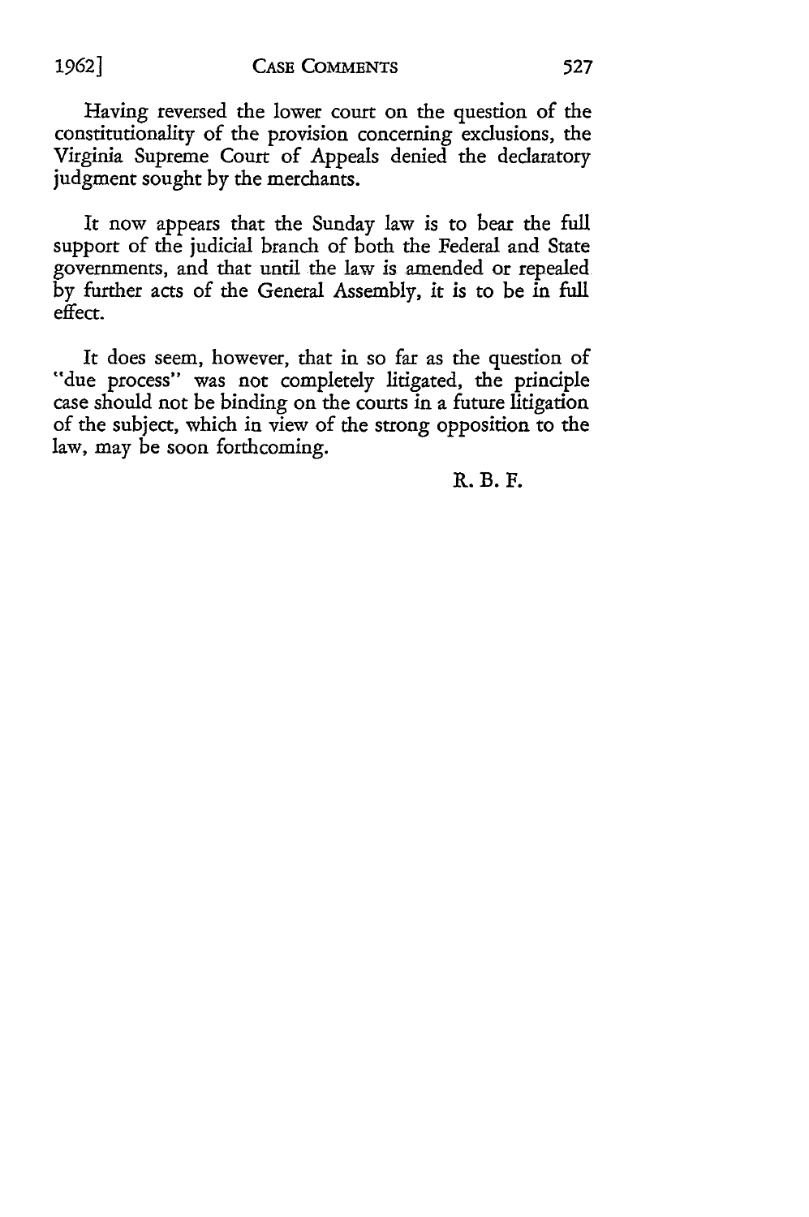Having reversed the lower court on the question of the constitutionality of the provision concerning exclusions, the Virginia Supreme Court of Appeals denied the declaratory judgment sought by the merchants.

It now appears that the Sunday law is to bear the full support of the judicial branch of both the Federal and State governments, and that until the law is amended or repealed by further acts of the General Assembly, it is to be in full effect.

It does seem, however, that in so far as the question of "due process" was not completely litigated, the principle case should not be binding on the courts in a future litigation of the subject, which in view of the strong opposition to the law, may be soon forthcoming.

R. B. F.